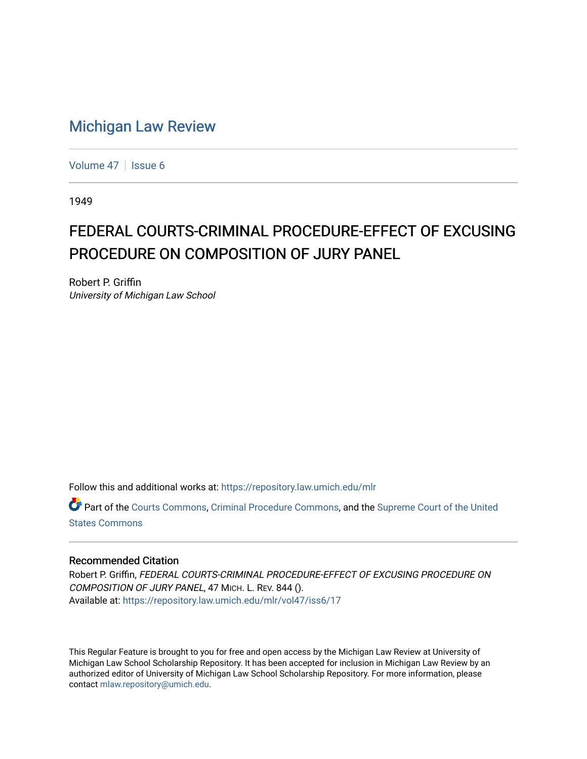# Michigan Law Review

Volume 47 | Issue 6

1949

## FEDERAL COURTS-CRIMINAL PROCEDURE-EFFECT OF EXCUSING PROCEDURE ON COMPOSITION OF JURY PANEL

Robert P. Griffin
*University of Michigan Law School*

Follow this and additional works at: https://repository.law.umich.edu/mlr

Part of the Courts Commons, Criminal Procedure Commons, and the Supreme Court of the United States Commons

### Recommended Citation

Robert P. Griffin, *FEDERAL COURTS-CRIMINAL PROCEDURE-EFFECT OF EXCUSING PROCEDURE ON COMPOSITION OF JURY PANEL*, 47 MICH. L. REV. 844 ().
Available at: https://repository.law.umich.edu/mlr/vol47/iss6/17

This Regular Feature is brought to you for free and open access by the Michigan Law Review at University of Michigan Law School Scholarship Repository. It has been accepted for inclusion in Michigan Law Review by an authorized editor of University of Michigan Law School Scholarship Repository. For more information, please contact mlaw.repository@umich.edu.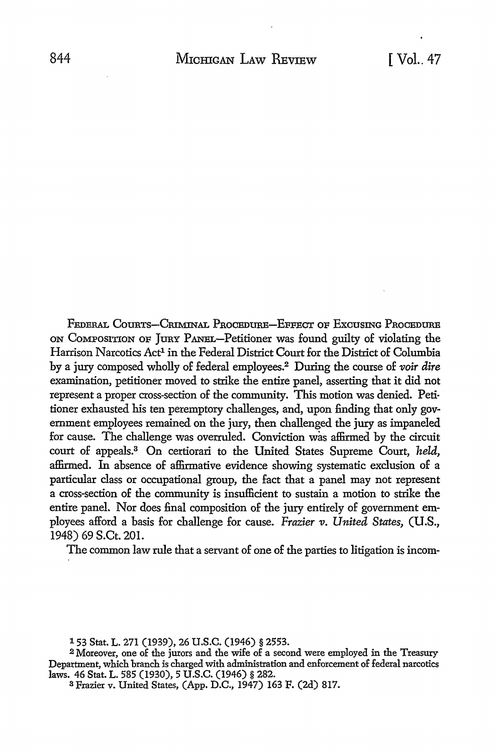FEDERAL COURTS—CRIMINAL PROCEDURE—EFFECT OF EXCUSING PROCEDURE ON COMPOSITION OF JURY PANEL—Petitioner was found guilty of violating the Harrison Narcotics Act[1] in the Federal District Court for the District of Columbia by a jury composed wholly of federal employees.[2] During the course of *voir dire* examination, petitioner moved to strike the entire panel, asserting that it did not represent a proper cross-section of the community. This motion was denied. Petitioner exhausted his ten peremptory challenges, and, upon finding that only government employees remained on the jury, then challenged the jury as impaneled for cause. The challenge was overruled. Conviction was affirmed by the circuit court of appeals.[3] On certiorari to the United States Supreme Court, *held,* affirmed. In absence of affirmative evidence showing systematic exclusion of a particular class or occupational group, the fact that a panel may not represent a cross-section of the community is insufficient to sustain a motion to strike the entire panel. Nor does final composition of the jury entirely of government employees afford a basis for challenge for cause. *Frazier v. United States,* (U.S., 1948) 69 S.Ct. 201.

The common law rule that a servant of one of the parties to litigation is incom-

[1] 53 Stat. L. 271 (1939), 26 U.S.C. (1946) § 2553.

[2] Moreover, one of the jurors and the wife of a second were employed in the Treasury Department, which branch is charged with administration and enforcement of federal narcotics laws. 46 Stat. L. 585 (1930), 5 U.S.C. (1946) § 282.

[3] Frazier v. United States, (App. D.C., 1947) 163 F. (2d) 817.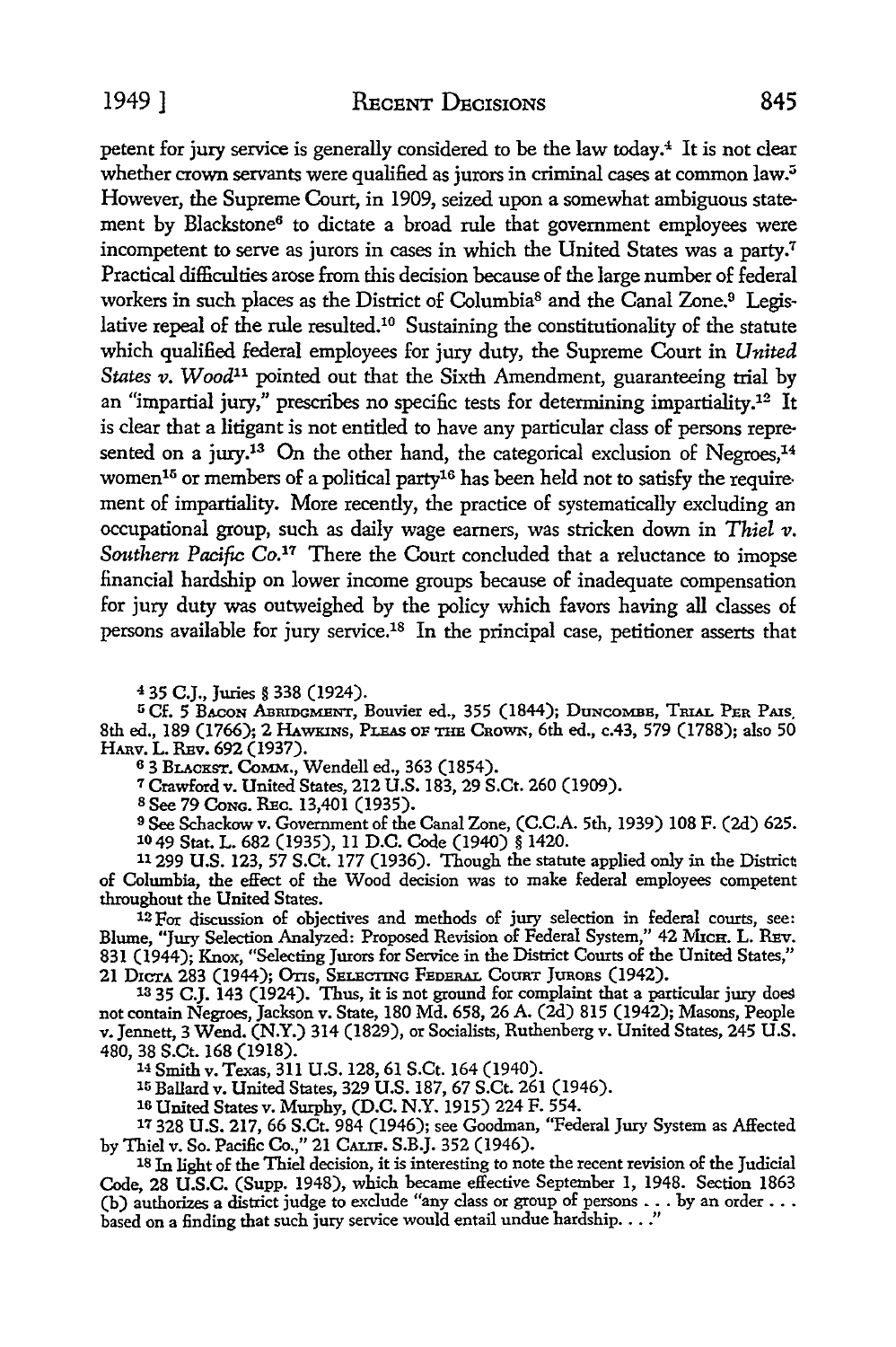petent for jury service is generally considered to be the law today.[4] It is not clear whether crown servants were qualified as jurors in criminal cases at common law.[5] However, the Supreme Court, in 1909, seized upon a somewhat ambiguous statement by Blackstone[6] to dictate a broad rule that government employees were incompetent to serve as jurors in cases in which the United States was a party.[7] Practical difficulties arose from this decision because of the large number of federal workers in such places as the District of Columbia[8] and the Canal Zone.[9] Legislative repeal of the rule resulted.[10] Sustaining the constitutionality of the statute which qualified federal employees for jury duty, the Supreme Court in *United States v. Wood*[11] pointed out that the Sixth Amendment, guaranteeing trial by an "impartial jury," prescribes no specific tests for determining impartiality.[12] It is clear that a litigant is not entitled to have any particular class of persons represented on a jury.[13] On the other hand, the categorical exclusion of Negroes,[14] women[15] or members of a political party[16] has been held not to satisfy the requirement of impartiality. More recently, the practice of systematically excluding an occupational group, such as daily wage earners, was stricken down in *Thiel v. Southern Pacific Co.*[17] There the Court concluded that a reluctance to imopse financial hardship on lower income groups because of inadequate compensation for jury duty was outweighed by the policy which favors having all classes of persons available for jury service.[18] In the principal case, petitioner asserts that

[4] 35 C.J., Juries § 338 (1924).

[5] Cf. 5 BACON ABRIDGMENT, Bouvier ed., 355 (1844); DUNCOMBE, TRIAL PER PAIS, 8th ed., 189 (1766); 2 HAWKINS, PLEAS OF THE CROWN, 6th ed., c.43, 579 (1788); also 50 HARV. L. REV. 692 (1937).

[6] 3 BLACKST. COMM., Wendell ed., 363 (1854).

[7] Crawford v. United States, 212 U.S. 183, 29 S.Ct. 260 (1909).

[8] See 79 CONG. REC. 13,401 (1935).

[9] See Schackow v. Government of the Canal Zone, (C.C.A. 5th, 1939) 108 F. (2d) 625.

[10] 49 Stat. L. 682 (1935), 11 D.C. Code (1940) § 1420.

[11] 299 U.S. 123, 57 S.Ct. 177 (1936). Though the statute applied only in the District of Columbia, the effect of the Wood decision was to make federal employees competent throughout the United States.

[12] For discussion of objectives and methods of jury selection in federal courts, see: Blume, "Jury Selection Analyzed: Proposed Revision of Federal System," 42 MICH. L. REV. 831 (1944); Knox, "Selecting Jurors for Service in the District Courts of the United States," 21 DICTA 283 (1944); OTIS, SELECTING FEDERAL COURT JURORS (1942).

[13] 35 C.J. 143 (1924). Thus, it is not ground for complaint that a particular jury does not contain Negroes, Jackson v. State, 180 Md. 658, 26 A. (2d) 815 (1942); Masons, People v. Jennett, 3 Wend. (N.Y.) 314 (1829), or Socialists, Ruthenberg v. United States, 245 U.S. 480, 38 S.Ct. 168 (1918).

[14] Smith v. Texas, 311 U.S. 128, 61 S.Ct. 164 (1940).

[15] Ballard v. United States, 329 U.S. 187, 67 S.Ct. 261 (1946).

[16] United States v. Murphy, (D.C. N.Y. 1915) 224 F. 554.

[17] 328 U.S. 217, 66 S.Ct. 984 (1946); see Goodman, "Federal Jury System as Affected by Thiel v. So. Pacific Co.," 21 CALIF. S.B.J. 352 (1946).

[18] In light of the Thiel decision, it is interesting to note the recent revision of the Judicial Code, 28 U.S.C. (Supp. 1948), which became effective September 1, 1948. Section 1863 (b) authorizes a district judge to exclude "any class or group of persons . . . by an order . . . based on a finding that such jury service would entail undue hardship. . . ."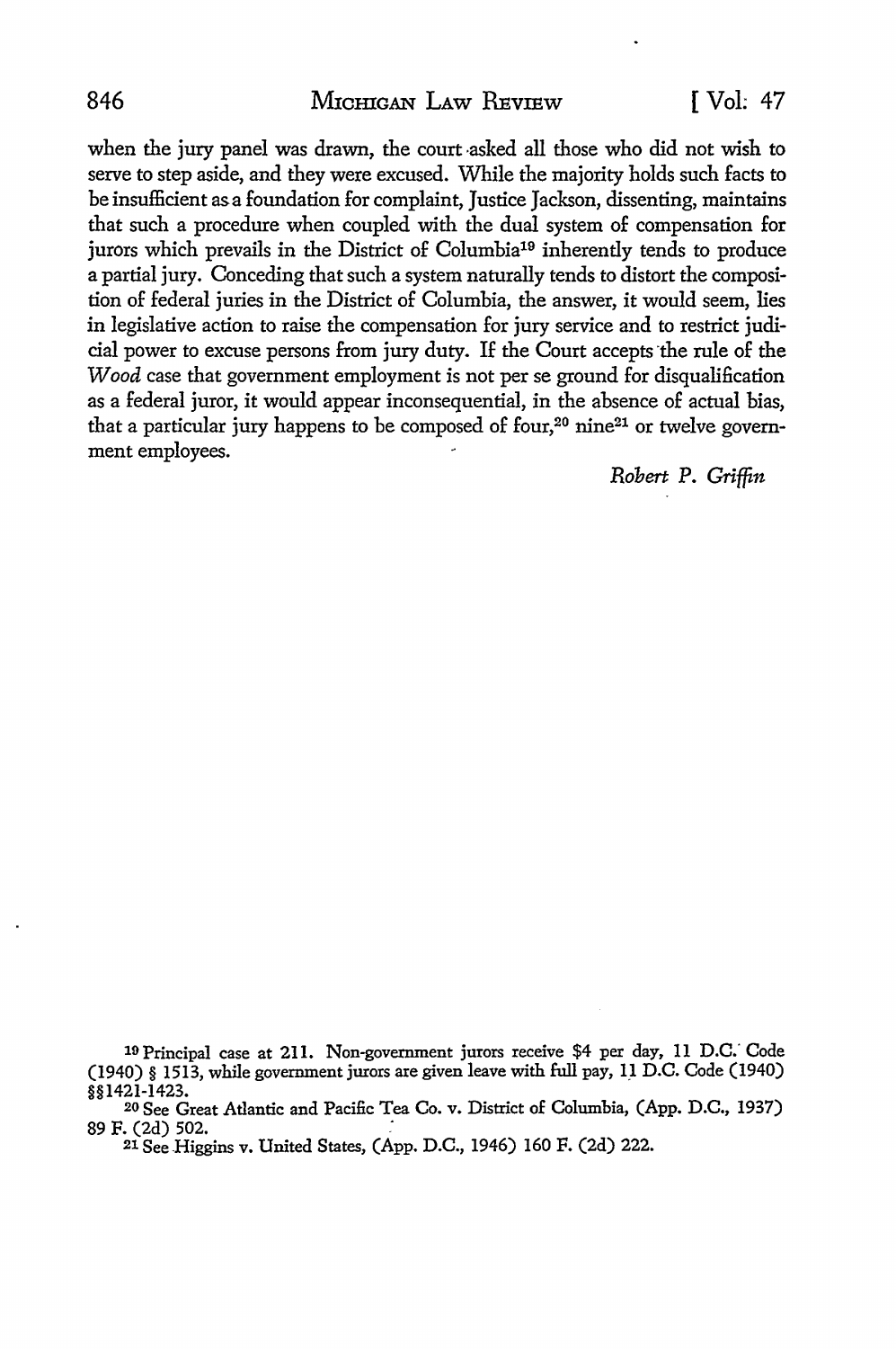when the jury panel was drawn, the court asked all those who did not wish to serve to step aside, and they were excused. While the majority holds such facts to be insufficient as a foundation for complaint, Justice Jackson, dissenting, maintains that such a procedure when coupled with the dual system of compensation for jurors which prevails in the District of Columbia[19] inherently tends to produce a partial jury. Conceding that such a system naturally tends to distort the composition of federal juries in the District of Columbia, the answer, it would seem, lies in legislative action to raise the compensation for jury service and to restrict judicial power to excuse persons from jury duty. If the Court accepts the rule of the *Wood* case that government employment is not per se ground for disqualification as a federal juror, it would appear inconsequential, in the absence of actual bias, that a particular jury happens to be composed of four,[20] nine[21] or twelve government employees.

*Robert P. Griffin*

---

[19] Principal case at 211. Non-government jurors receive $4 per day, 11 D.C. Code (1940) § 1513, while government jurors are given leave with full pay, 11 D.C. Code (1940) §§1421-1423.

[20] See Great Atlantic and Pacific Tea Co. v. District of Columbia, (App. D.C., 1937) 89 F. (2d) 502.

[21] See Higgins v. United States, (App. D.C., 1946) 160 F. (2d) 222.